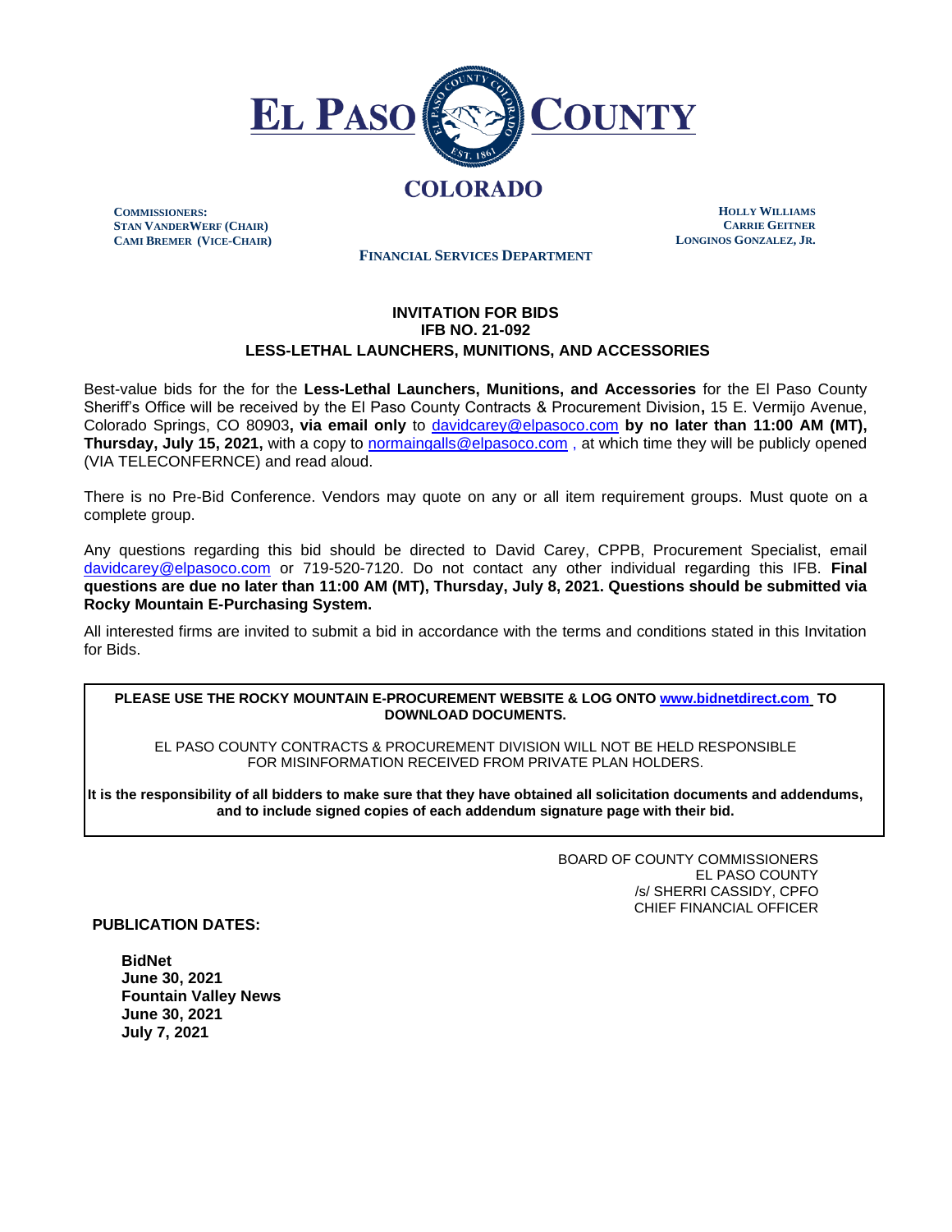# EL PASO COUNTY

**COLORADO**

**COMMISSIONERS:**
**STAN VANDERWERF (CHAIR)**
**CAMI BREMER (VICE-CHAIR)**

**HOLLY WILLIAMS**
**CARRIE GEITNER**
**LONGINOS GONZALEZ, JR.**

**FINANCIAL SERVICES DEPARTMENT**

## INVITATION FOR BIDS
## IFB NO. 21-092
## LESS-LETHAL LAUNCHERS, MUNITIONS, AND ACCESSORIES

Best-value bids for the for the **Less-Lethal Launchers, Munitions, and Accessories** for the El Paso County Sheriff's Office will be received by the El Paso County Contracts & Procurement Division**,** 15 E. Vermijo Avenue, Colorado Springs, CO 80903**, via email only** to davidcarey@elpasoco.com **by no later than 11:00 AM (MT), Thursday, July 15, 2021,** with a copy to normaingalls@elpasoco.com , at which time they will be publicly opened (VIA TELECONFERNCE) and read aloud.

There is no Pre-Bid Conference. Vendors may quote on any or all item requirement groups. Must quote on a complete group.

Any questions regarding this bid should be directed to David Carey, CPPB, Procurement Specialist, email davidcarey@elpasoco.com or 719-520-7120. Do not contact any other individual regarding this IFB. **Final questions are due no later than 11:00 AM (MT), Thursday, July 8, 2021. Questions should be submitted via Rocky Mountain E-Purchasing System.**

All interested firms are invited to submit a bid in accordance with the terms and conditions stated in this Invitation for Bids.

**PLEASE USE THE ROCKY MOUNTAIN E-PROCUREMENT WEBSITE & LOG ONTO www.bidnetdirect.com TO DOWNLOAD DOCUMENTS.**

EL PASO COUNTY CONTRACTS & PROCUREMENT DIVISION WILL NOT BE HELD RESPONSIBLE FOR MISINFORMATION RECEIVED FROM PRIVATE PLAN HOLDERS.

**It is the responsibility of all bidders to make sure that they have obtained all solicitation documents and addendums, and to include signed copies of each addendum signature page with their bid.**

BOARD OF COUNTY COMMISSIONERS
EL PASO COUNTY
/s/ SHERRI CASSIDY, CPFO
CHIEF FINANCIAL OFFICER

**PUBLICATION DATES:**

**BidNet**
**June 30, 2021**
**Fountain Valley News**
**June 30, 2021**
**July 7, 2021**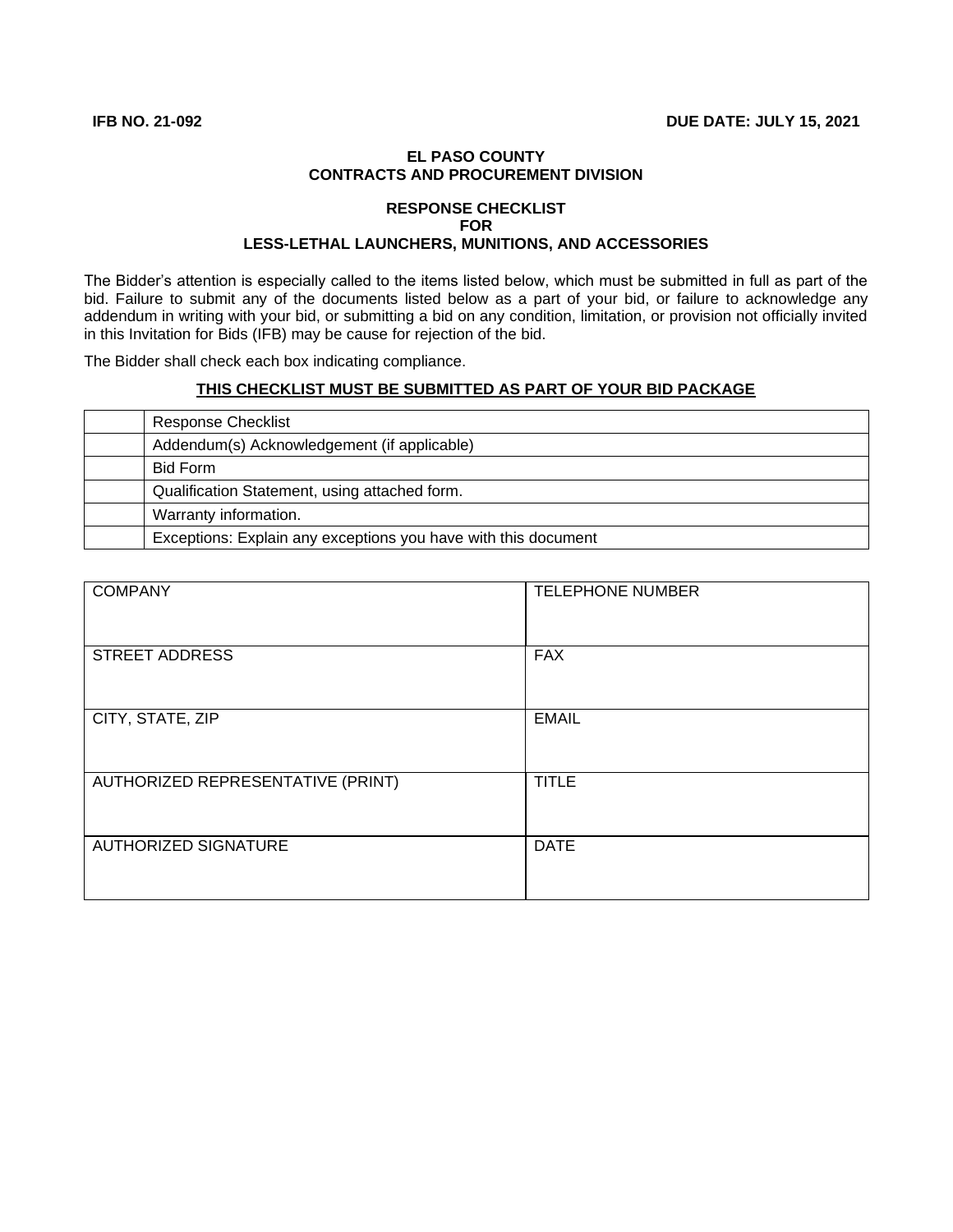**IFB NO. 21-092** **DUE DATE: JULY 15, 2021**

**EL PASO COUNTY**
**CONTRACTS AND PROCUREMENT DIVISION**

**RESPONSE CHECKLIST**
**FOR**
**LESS-LETHAL LAUNCHERS, MUNITIONS, AND ACCESSORIES**

The Bidder's attention is especially called to the items listed below, which must be submitted in full as part of the bid. Failure to submit any of the documents listed below as a part of your bid, or failure to acknowledge any addendum in writing with your bid, or submitting a bid on any condition, limitation, or provision not officially invited in this Invitation for Bids (IFB) may be cause for rejection of the bid.

The Bidder shall check each box indicating compliance.

**<u>THIS CHECKLIST MUST BE SUBMITTED AS PART OF YOUR BID PACKAGE</u>**

| | |
|---|---|
| | Response Checklist |
| | Addendum(s) Acknowledgement (if applicable) |
| | Bid Form |
| | Qualification Statement, using attached form. |
| | Warranty information. |
| | Exceptions: Explain any exceptions you have with this document |

| | |
|---|---|
| COMPANY | TELEPHONE NUMBER |
| STREET ADDRESS | FAX |
| CITY, STATE, ZIP | EMAIL |
| AUTHORIZED REPRESENTATIVE (PRINT) | TITLE |
| AUTHORIZED SIGNATURE | DATE |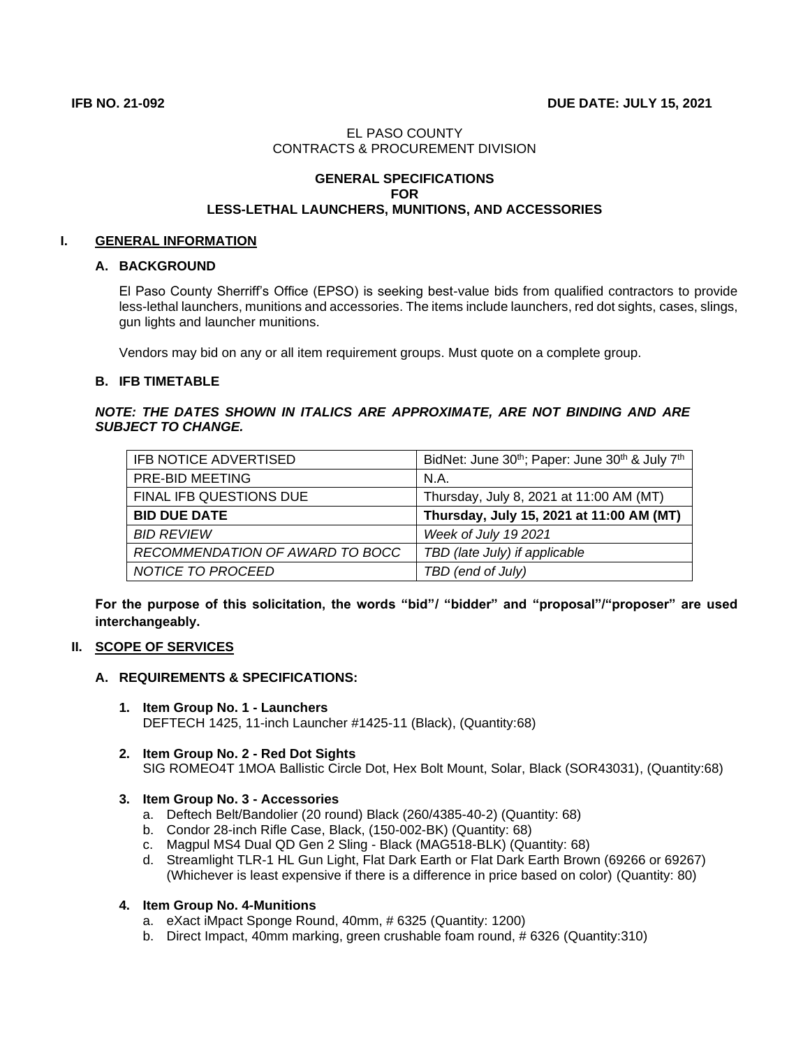**IFB NO. 21-092** **DUE DATE: JULY 15, 2021**

EL PASO COUNTY
CONTRACTS & PROCUREMENT DIVISION

**GENERAL SPECIFICATIONS**
**FOR**
**LESS-LETHAL LAUNCHERS, MUNITIONS, AND ACCESSORIES**

## I. GENERAL INFORMATION

### A. BACKGROUND

El Paso County Sherriff's Office (EPSO) is seeking best-value bids from qualified contractors to provide less-lethal launchers, munitions and accessories. The items include launchers, red dot sights, cases, slings, gun lights and launcher munitions.

Vendors may bid on any or all item requirement groups. Must quote on a complete group.

### B. IFB TIMETABLE

***NOTE: THE DATES SHOWN IN ITALICS ARE APPROXIMATE, ARE NOT BINDING AND ARE SUBJECT TO CHANGE.***

| IFB NOTICE ADVERTISED | BidNet: June 30th; Paper: June 30th & July 7th |
|---|---|
| PRE-BID MEETING | N.A. |
| FINAL IFB QUESTIONS DUE | Thursday, July 8, 2021 at 11:00 AM (MT) |
| **BID DUE DATE** | **Thursday, July 15, 2021 at 11:00 AM (MT)** |
| *BID REVIEW* | *Week of July 19 2021* |
| *RECOMMENDATION OF AWARD TO BOCC* | *TBD (late July) if applicable* |
| *NOTICE TO PROCEED* | *TBD (end of July)* |

**For the purpose of this solicitation, the words "bid"/ "bidder" and "proposal"/"proposer" are used interchangeably.**

## II. SCOPE OF SERVICES

### A. REQUIREMENTS & SPECIFICATIONS:

1. **Item Group No. 1 - Launchers**
   DEFTECH 1425, 11-inch Launcher #1425-11 (Black), (Quantity:68)

2. **Item Group No. 2 - Red Dot Sights**
   SIG ROMEO4T 1MOA Ballistic Circle Dot, Hex Bolt Mount, Solar, Black (SOR43031), (Quantity:68)

3. **Item Group No. 3 - Accessories**
   a. Deftech Belt/Bandolier (20 round) Black (260/4385-40-2) (Quantity: 68)
   b. Condor 28-inch Rifle Case, Black, (150-002-BK) (Quantity: 68)
   c. Magpul MS4 Dual QD Gen 2 Sling - Black (MAG518-BLK) (Quantity: 68)
   d. Streamlight TLR-1 HL Gun Light, Flat Dark Earth or Flat Dark Earth Brown (69266 or 69267) (Whichever is least expensive if there is a difference in price based on color) (Quantity: 80)

4. **Item Group No. 4-Munitions**
   a. eXact iMpact Sponge Round, 40mm, # 6325 (Quantity: 1200)
   b. Direct Impact, 40mm marking, green crushable foam round, # 6326 (Quantity:310)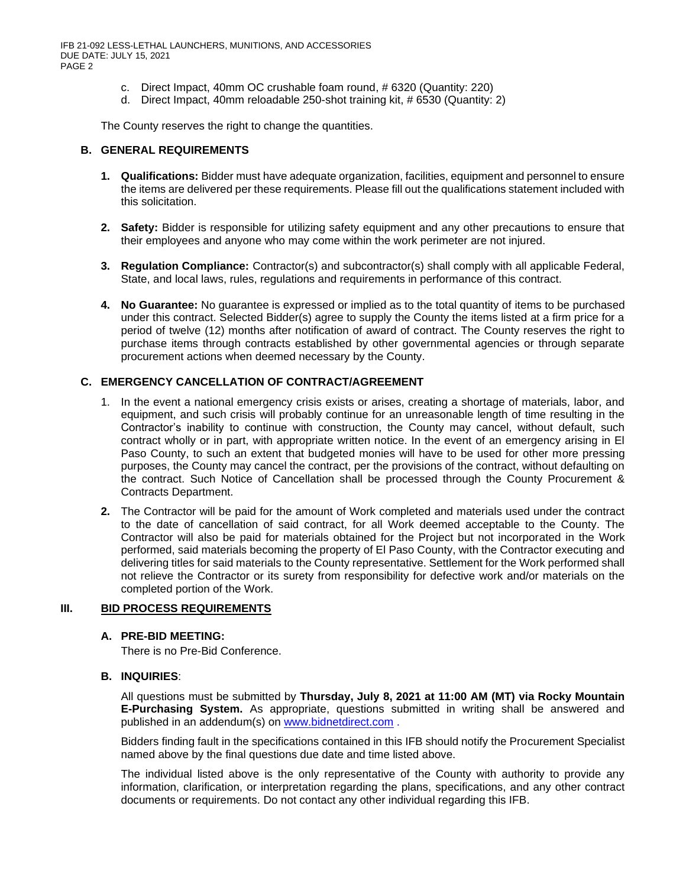c. Direct Impact, 40mm OC crushable foam round, # 6320 (Quantity: 220)
d. Direct Impact, 40mm reloadable 250-shot training kit, # 6530 (Quantity: 2)

The County reserves the right to change the quantities.

### B. GENERAL REQUIREMENTS

1. **Qualifications:** Bidder must have adequate organization, facilities, equipment and personnel to ensure the items are delivered per these requirements. Please fill out the qualifications statement included with this solicitation.

2. **Safety:** Bidder is responsible for utilizing safety equipment and any other precautions to ensure that their employees and anyone who may come within the work perimeter are not injured.

3. **Regulation Compliance:** Contractor(s) and subcontractor(s) shall comply with all applicable Federal, State, and local laws, rules, regulations and requirements in performance of this contract.

4. **No Guarantee:** No guarantee is expressed or implied as to the total quantity of items to be purchased under this contract. Selected Bidder(s) agree to supply the County the items listed at a firm price for a period of twelve (12) months after notification of award of contract. The County reserves the right to purchase items through contracts established by other governmental agencies or through separate procurement actions when deemed necessary by the County.

### C. EMERGENCY CANCELLATION OF CONTRACT/AGREEMENT

1. In the event a national emergency crisis exists or arises, creating a shortage of materials, labor, and equipment, and such crisis will probably continue for an unreasonable length of time resulting in the Contractor's inability to continue with construction, the County may cancel, without default, such contract wholly or in part, with appropriate written notice. In the event of an emergency arising in El Paso County, to such an extent that budgeted monies will have to be used for other more pressing purposes, the County may cancel the contract, per the provisions of the contract, without defaulting on the contract. Such Notice of Cancellation shall be processed through the County Procurement & Contracts Department.

2. The Contractor will be paid for the amount of Work completed and materials used under the contract to the date of cancellation of said contract, for all Work deemed acceptable to the County. The Contractor will also be paid for materials obtained for the Project but not incorporated in the Work performed, said materials becoming the property of El Paso County, with the Contractor executing and delivering titles for said materials to the County representative. Settlement for the Work performed shall not relieve the Contractor or its surety from responsibility for defective work and/or materials on the completed portion of the Work.

## III. BID PROCESS REQUIREMENTS

### A. PRE-BID MEETING:

There is no Pre-Bid Conference.

### B. INQUIRIES:

All questions must be submitted by **Thursday, July 8, 2021 at 11:00 AM (MT) via Rocky Mountain E-Purchasing System.** As appropriate, questions submitted in writing shall be answered and published in an addendum(s) on www.bidnetdirect.com .

Bidders finding fault in the specifications contained in this IFB should notify the Procurement Specialist named above by the final questions due date and time listed above.

The individual listed above is the only representative of the County with authority to provide any information, clarification, or interpretation regarding the plans, specifications, and any other contract documents or requirements. Do not contact any other individual regarding this IFB.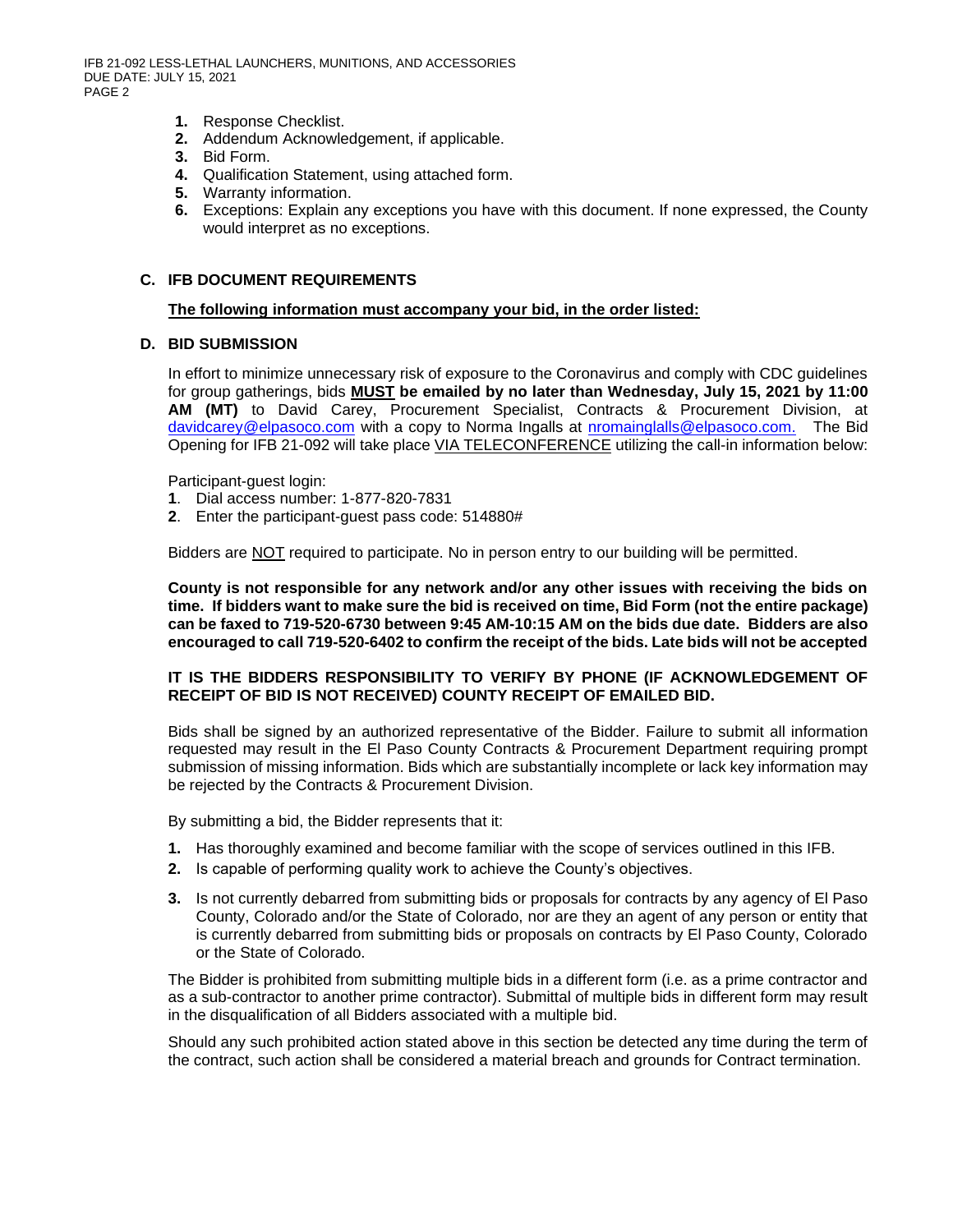1. Response Checklist.
2. Addendum Acknowledgement, if applicable.
3. Bid Form.
4. Qualification Statement, using attached form.
5. Warranty information.
6. Exceptions: Explain any exceptions you have with this document. If none expressed, the County would interpret as no exceptions.

## C. IFB DOCUMENT REQUIREMENTS

**The following information must accompany your bid, in the order listed:**

## D. BID SUBMISSION

In effort to minimize unnecessary risk of exposure to the Coronavirus and comply with CDC guidelines for group gatherings, bids **MUST be emailed by no later than Wednesday, July 15, 2021 by 11:00 AM (MT)** to David Carey, Procurement Specialist, Contracts & Procurement Division, at davidcarey@elpasoco.com with a copy to Norma Ingalls at nromainglalls@elpasoco.com. The Bid Opening for IFB 21-092 will take place VIA TELECONFERENCE utilizing the call-in information below:

Participant-guest login:

1. Dial access number: 1-877-820-7831
2. Enter the participant-guest pass code: 514880#

Bidders are NOT required to participate. No in person entry to our building will be permitted.

**County is not responsible for any network and/or any other issues with receiving the bids on time. If bidders want to make sure the bid is received on time, Bid Form (not the entire package) can be faxed to 719-520-6730 between 9:45 AM-10:15 AM on the bids due date. Bidders are also encouraged to call 719-520-6402 to confirm the receipt of the bids. Late bids will not be accepted**

**IT IS THE BIDDERS RESPONSIBILITY TO VERIFY BY PHONE (IF ACKNOWLEDGEMENT OF RECEIPT OF BID IS NOT RECEIVED) COUNTY RECEIPT OF EMAILED BID.**

Bids shall be signed by an authorized representative of the Bidder. Failure to submit all information requested may result in the El Paso County Contracts & Procurement Department requiring prompt submission of missing information. Bids which are substantially incomplete or lack key information may be rejected by the Contracts & Procurement Division.

By submitting a bid, the Bidder represents that it:

1. Has thoroughly examined and become familiar with the scope of services outlined in this IFB.
2. Is capable of performing quality work to achieve the County's objectives.
3. Is not currently debarred from submitting bids or proposals for contracts by any agency of El Paso County, Colorado and/or the State of Colorado, nor are they an agent of any person or entity that is currently debarred from submitting bids or proposals on contracts by El Paso County, Colorado or the State of Colorado.

The Bidder is prohibited from submitting multiple bids in a different form (i.e. as a prime contractor and as a sub-contractor to another prime contractor). Submittal of multiple bids in different form may result in the disqualification of all Bidders associated with a multiple bid.

Should any such prohibited action stated above in this section be detected any time during the term of the contract, such action shall be considered a material breach and grounds for Contract termination.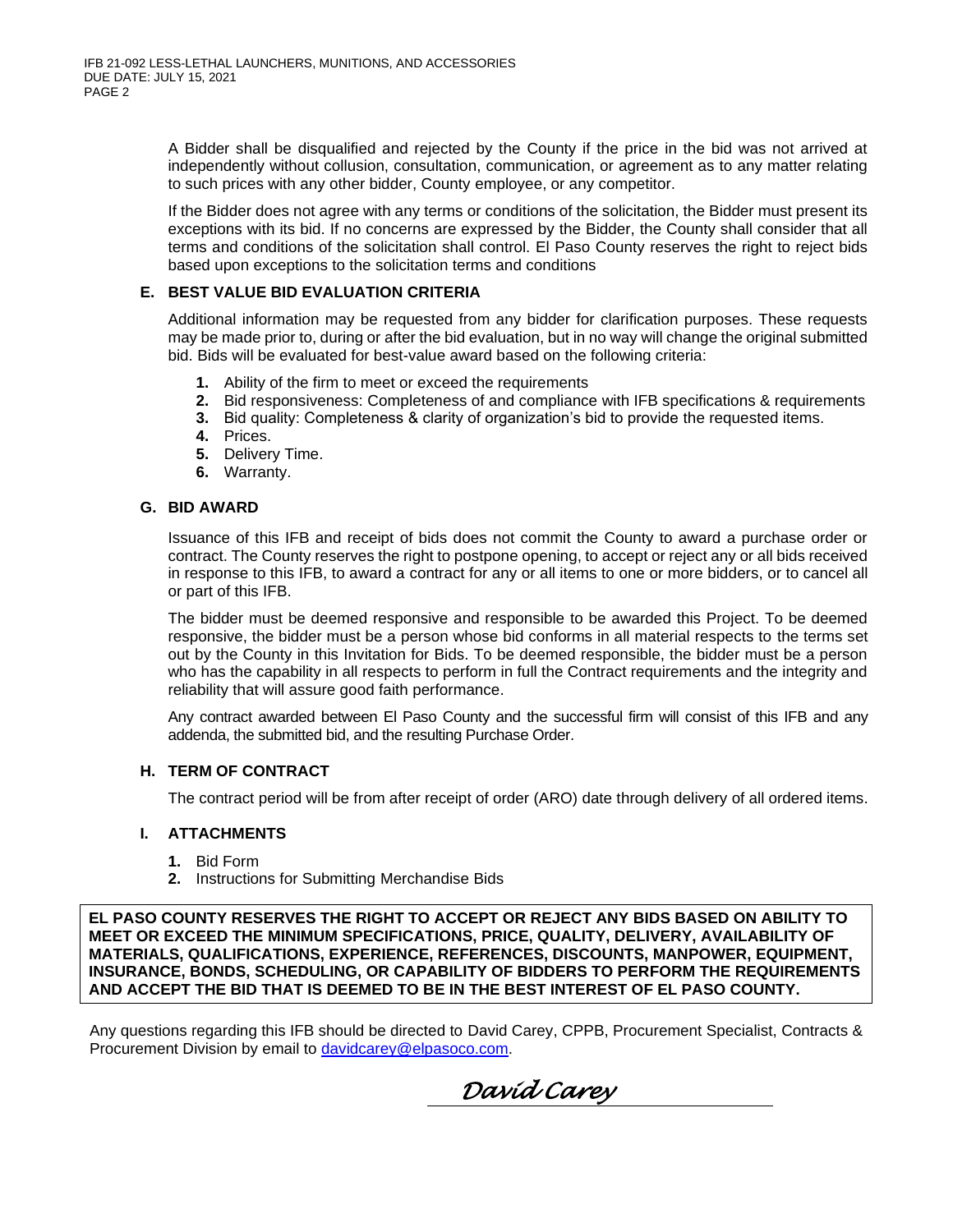A Bidder shall be disqualified and rejected by the County if the price in the bid was not arrived at independently without collusion, consultation, communication, or agreement as to any matter relating to such prices with any other bidder, County employee, or any competitor.

If the Bidder does not agree with any terms or conditions of the solicitation, the Bidder must present its exceptions with its bid. If no concerns are expressed by the Bidder, the County shall consider that all terms and conditions of the solicitation shall control. El Paso County reserves the right to reject bids based upon exceptions to the solicitation terms and conditions

### E. BEST VALUE BID EVALUATION CRITERIA

Additional information may be requested from any bidder for clarification purposes. These requests may be made prior to, during or after the bid evaluation, but in no way will change the original submitted bid. Bids will be evaluated for best-value award based on the following criteria:

1. Ability of the firm to meet or exceed the requirements
2. Bid responsiveness: Completeness of and compliance with IFB specifications & requirements
3. Bid quality: Completeness & clarity of organization's bid to provide the requested items.
4. Prices.
5. Delivery Time.
6. Warranty.

### G. BID AWARD

Issuance of this IFB and receipt of bids does not commit the County to award a purchase order or contract. The County reserves the right to postpone opening, to accept or reject any or all bids received in response to this IFB, to award a contract for any or all items to one or more bidders, or to cancel all or part of this IFB.

The bidder must be deemed responsive and responsible to be awarded this Project. To be deemed responsive, the bidder must be a person whose bid conforms in all material respects to the terms set out by the County in this Invitation for Bids. To be deemed responsible, the bidder must be a person who has the capability in all respects to perform in full the Contract requirements and the integrity and reliability that will assure good faith performance.

Any contract awarded between El Paso County and the successful firm will consist of this IFB and any addenda, the submitted bid, and the resulting Purchase Order.

### H. TERM OF CONTRACT

The contract period will be from after receipt of order (ARO) date through delivery of all ordered items.

### I. ATTACHMENTS

1. Bid Form
2. Instructions for Submitting Merchandise Bids

**EL PASO COUNTY RESERVES THE RIGHT TO ACCEPT OR REJECT ANY BIDS BASED ON ABILITY TO MEET OR EXCEED THE MINIMUM SPECIFICATIONS, PRICE, QUALITY, DELIVERY, AVAILABILITY OF MATERIALS, QUALIFICATIONS, EXPERIENCE, REFERENCES, DISCOUNTS, MANPOWER, EQUIPMENT, INSURANCE, BONDS, SCHEDULING, OR CAPABILITY OF BIDDERS TO PERFORM THE REQUIREMENTS AND ACCEPT THE BID THAT IS DEEMED TO BE IN THE BEST INTEREST OF EL PASO COUNTY.**

Any questions regarding this IFB should be directed to David Carey, CPPB, Procurement Specialist, Contracts & Procurement Division by email to davidcarey@elpasoco.com.

*David Carey*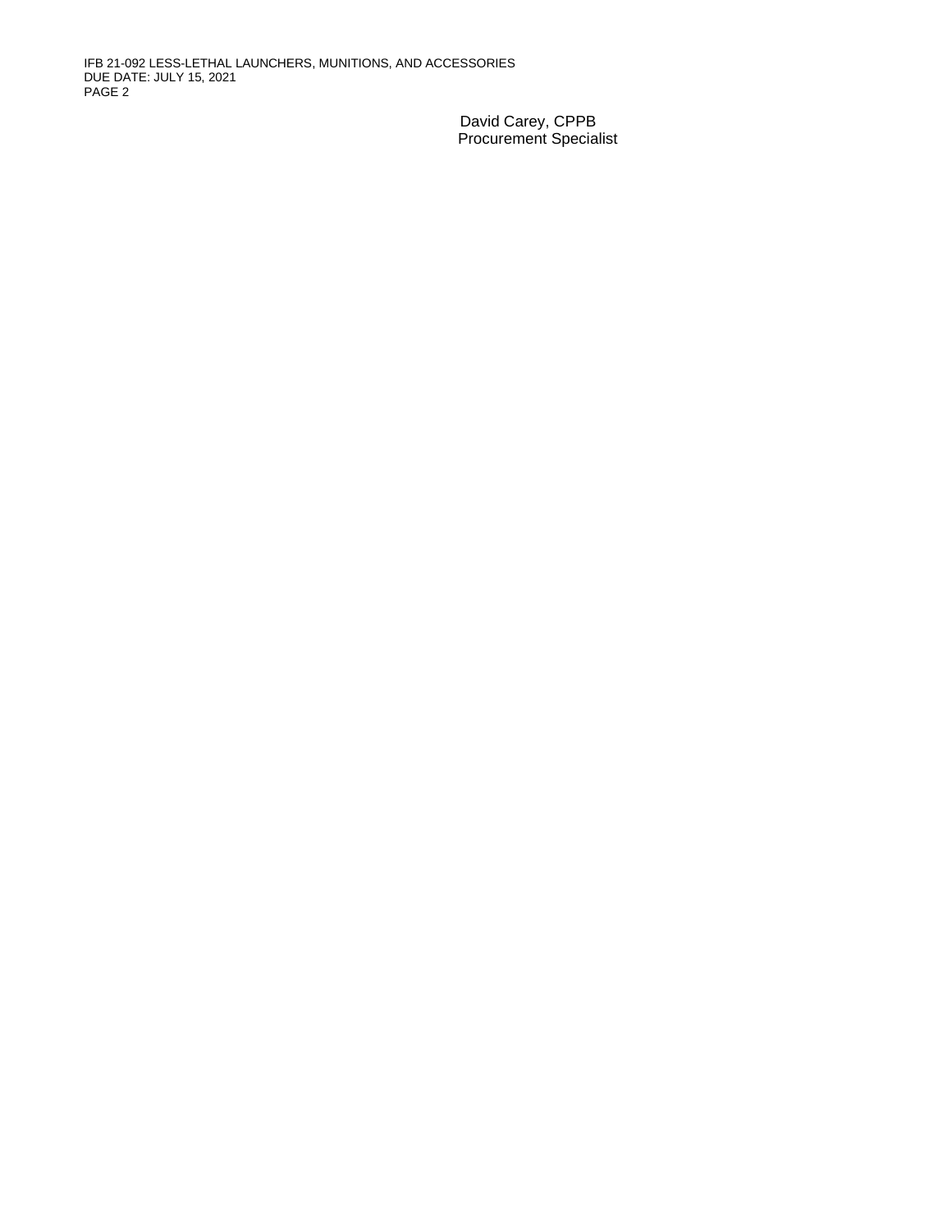David Carey, CPPB
Procurement Specialist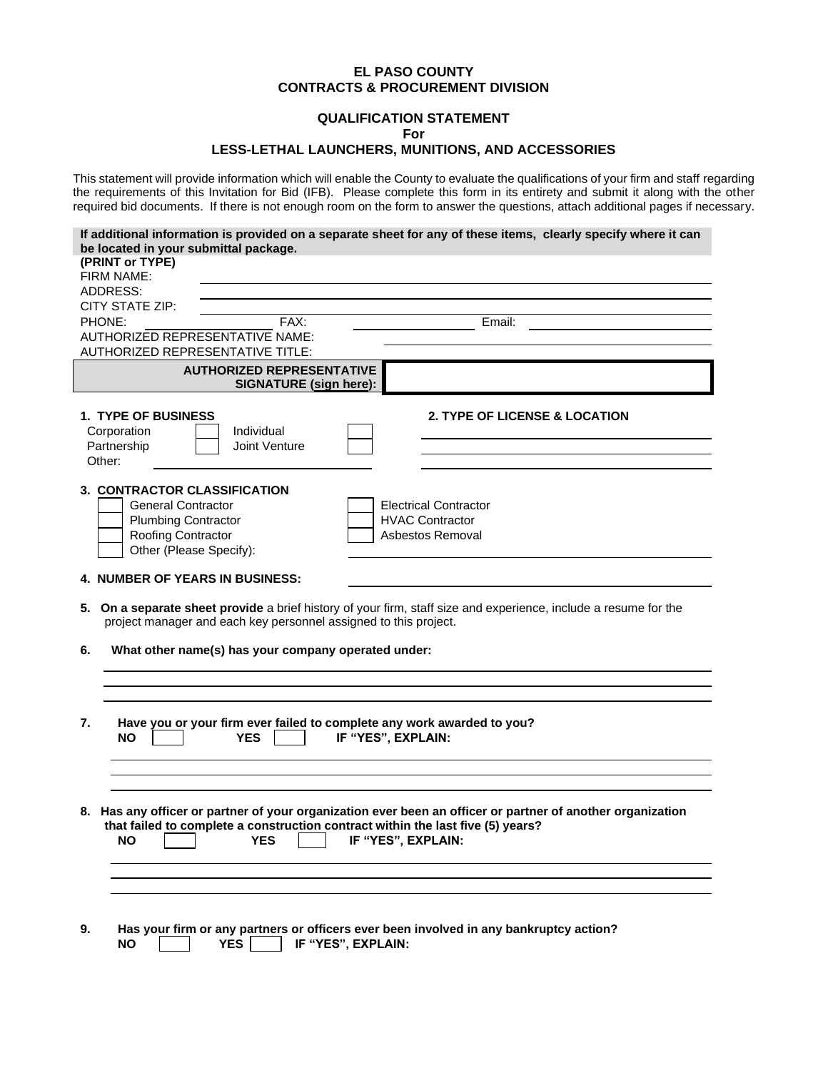**EL PASO COUNTY**
**CONTRACTS & PROCUREMENT DIVISION**

**QUALIFICATION STATEMENT**
**For**
**LESS-LETHAL LAUNCHERS, MUNITIONS, AND ACCESSORIES**

This statement will provide information which will enable the County to evaluate the qualifications of your firm and staff regarding the requirements of this Invitation for Bid (IFB). Please complete this form in its entirety and submit it along with the other required bid documents. If there is not enough room on the form to answer the questions, attach additional pages if necessary.

**If additional information is provided on a separate sheet for any of these items, clearly specify where it can be located in your submittal package.**

**(PRINT or TYPE)**

FIRM NAME: ______________________________

ADDRESS: ______________________________

CITY STATE ZIP: ______________________________

PHONE: ______________ FAX: ______________ Email: ______________

AUTHORIZED REPRESENTATIVE NAME: ______________________________

AUTHORIZED REPRESENTATIVE TITLE: ______________________________

| **AUTHORIZED REPRESENTATIVE SIGNATURE (sign here):** | |
|---|---|

**1. TYPE OF BUSINESS**

- Corporation [ ]
- Individual [ ]
- Partnership [ ]
- Joint Venture [ ]
- Other: ______________________________

**2. TYPE OF LICENSE & LOCATION**

______________________________

______________________________

______________________________

**3. CONTRACTOR CLASSIFICATION**

- [ ] General Contractor
- [ ] Plumbing Contractor
- [ ] Roofing Contractor
- [ ] Other (Please Specify):
- [ ] Electrical Contractor
- [ ] HVAC Contractor
- [ ] Asbestos Removal

______________________________

**4. NUMBER OF YEARS IN BUSINESS:** ______________________________

**5. On a separate sheet provide** a brief history of your firm, staff size and experience, include a resume for the project manager and each key personnel assigned to this project.

**6. What other name(s) has your company operated under:**

______________________________

______________________________

______________________________

**7. Have you or your firm ever failed to complete any work awarded to you?**

**NO** [ ] **YES** [ ] **IF "YES", EXPLAIN:**

______________________________

______________________________

______________________________

**8. Has any officer or partner of your organization ever been an officer or partner of another organization that failed to complete a construction contract within the last five (5) years?**

**NO** [ ] **YES** [ ] **IF "YES", EXPLAIN:**

______________________________

______________________________

______________________________

**9. Has your firm or any partners or officers ever been involved in any bankruptcy action?**

**NO** [ ] **YES** [ ] **IF "YES", EXPLAIN:**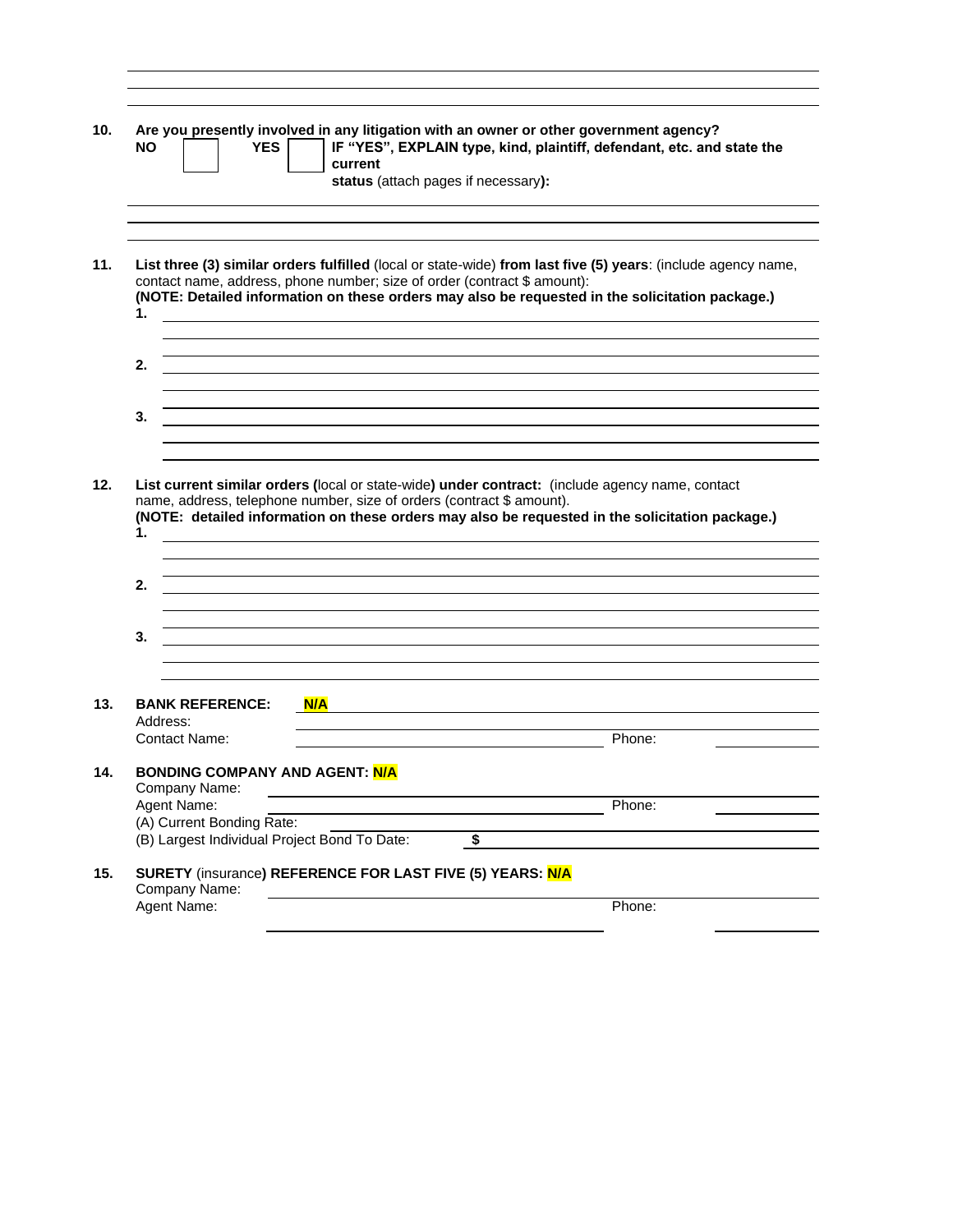**10.** **Are you presently involved in any litigation with an owner or other government agency?**

**NO** ☐ **YES** ☐ **IF "YES", EXPLAIN type, kind, plaintiff, defendant, etc. and state the current status** (attach pages if necessary)**:**

**11.** **List three (3) similar orders fulfilled** (local or state-wide) **from last five (5) years**: (include agency name, contact name, address, phone number; size of order (contract $ amount):
**(NOTE: Detailed information on these orders may also be requested in the solicitation package.)**

**1.**

**2.**

**3.**

**12.** **List current similar orders (**local or state-wide**) under contract:** (include agency name, contact name, address, telephone number, size of orders (contract $ amount).
**(NOTE: detailed information on these orders may also be requested in the solicitation package.)**

**1.**

**2.**

**3.**

**13.** **BANK REFERENCE:** **N/A**
Address:
Contact Name: Phone:

**14.** **BONDING COMPANY AND AGENT: N/A**
Company Name:
Agent Name: Phone:
(A) Current Bonding Rate:
(B) Largest Individual Project Bond To Date: **$**

**15.** **SURETY** (insurance**) REFERENCE FOR LAST FIVE (5) YEARS: N/A**
Company Name:
Agent Name: Phone: